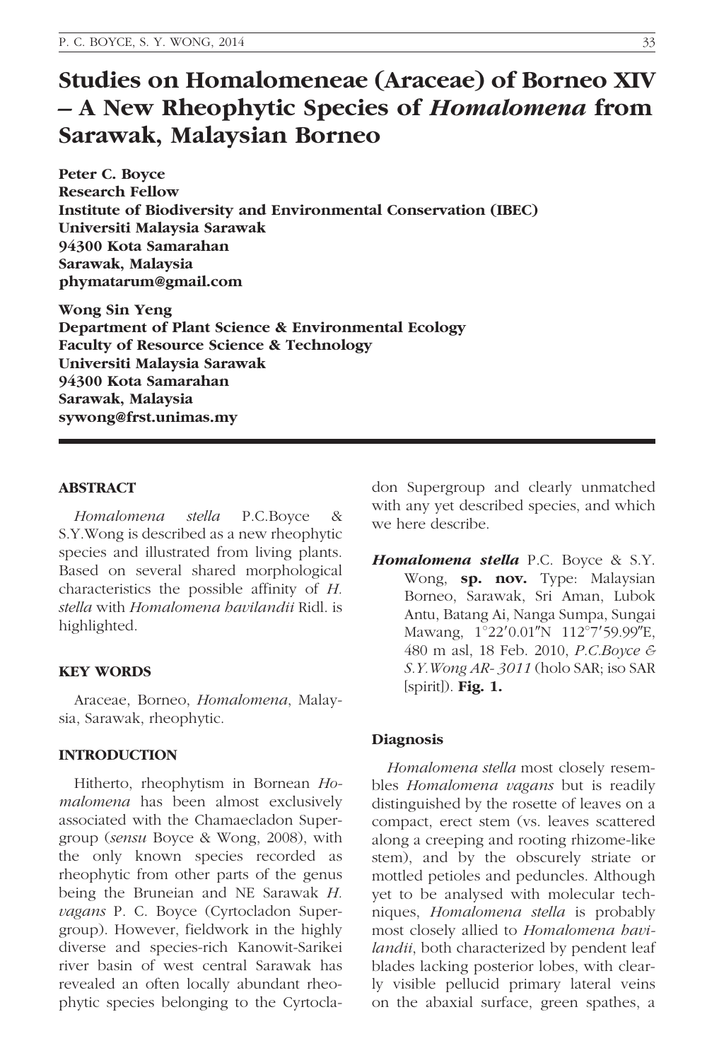# Studies on Homalomeneae (Araceae) of Borneo XIV – A New Rheophytic Species of *Homalomena* from Sarawak, Malaysian Borneo

**Peter C. Boyce**
**Research Fellow**
**Institute of Biodiversity and Environmental Conservation (IBEC)**
**Universiti Malaysia Sarawak**
**94300 Kota Samarahan**
**Sarawak, Malaysia**
**phymatarum@gmail.com**

**Wong Sin Yeng**
**Department of Plant Science & Environmental Ecology**
**Faculty of Resource Science & Technology**
**Universiti Malaysia Sarawak**
**94300 Kota Samarahan**
**Sarawak, Malaysia**
**sywong@frst.unimas.my**

## ABSTRACT

*Homalomena stella* P.C.Boyce & S.Y.Wong is described as a new rheophytic species and illustrated from living plants. Based on several shared morphological characteristics the possible affinity of *H. stella* with *Homalomena havilandii* Ridl. is highlighted.

## KEY WORDS

Araceae, Borneo, *Homalomena*, Malaysia, Sarawak, rheophytic.

## INTRODUCTION

Hitherto, rheophytism in Bornean *Homalomena* has been almost exclusively associated with the Chamaecladon Supergroup (*sensu* Boyce & Wong, 2008), with the only known species recorded as rheophytic from other parts of the genus being the Bruneian and NE Sarawak *H. vagans* P. C. Boyce (Cyrtocladon Supergroup). However, fieldwork in the highly diverse and species-rich Kanowit-Sarikei river basin of west central Sarawak has revealed an often locally abundant rheophytic species belonging to the Cyrtocladon Supergroup and clearly unmatched with any yet described species, and which we here describe.

***Homalomena stella*** P.C. Boyce & S.Y. Wong, **sp. nov.** Type: Malaysian Borneo, Sarawak, Sri Aman, Lubok Antu, Batang Ai, Nanga Sumpa, Sungai Mawang, 1°22′0.01″N 112°7′59.99″E, 480 m asl, 18 Feb. 2010, *P.C.Boyce & S.Y.Wong AR- 3011* (holo SAR; iso SAR [spirit]). **Fig. 1.**

## Diagnosis

*Homalomena stella* most closely resembles *Homalomena vagans* but is readily distinguished by the rosette of leaves on a compact, erect stem (vs. leaves scattered along a creeping and rooting rhizome-like stem), and by the obscurely striate or mottled petioles and peduncles. Although yet to be analysed with molecular techniques, *Homalomena stella* is probably most closely allied to *Homalomena havilandii*, both characterized by pendent leaf blades lacking posterior lobes, with clearly visible pellucid primary lateral veins on the abaxial surface, green spathes, a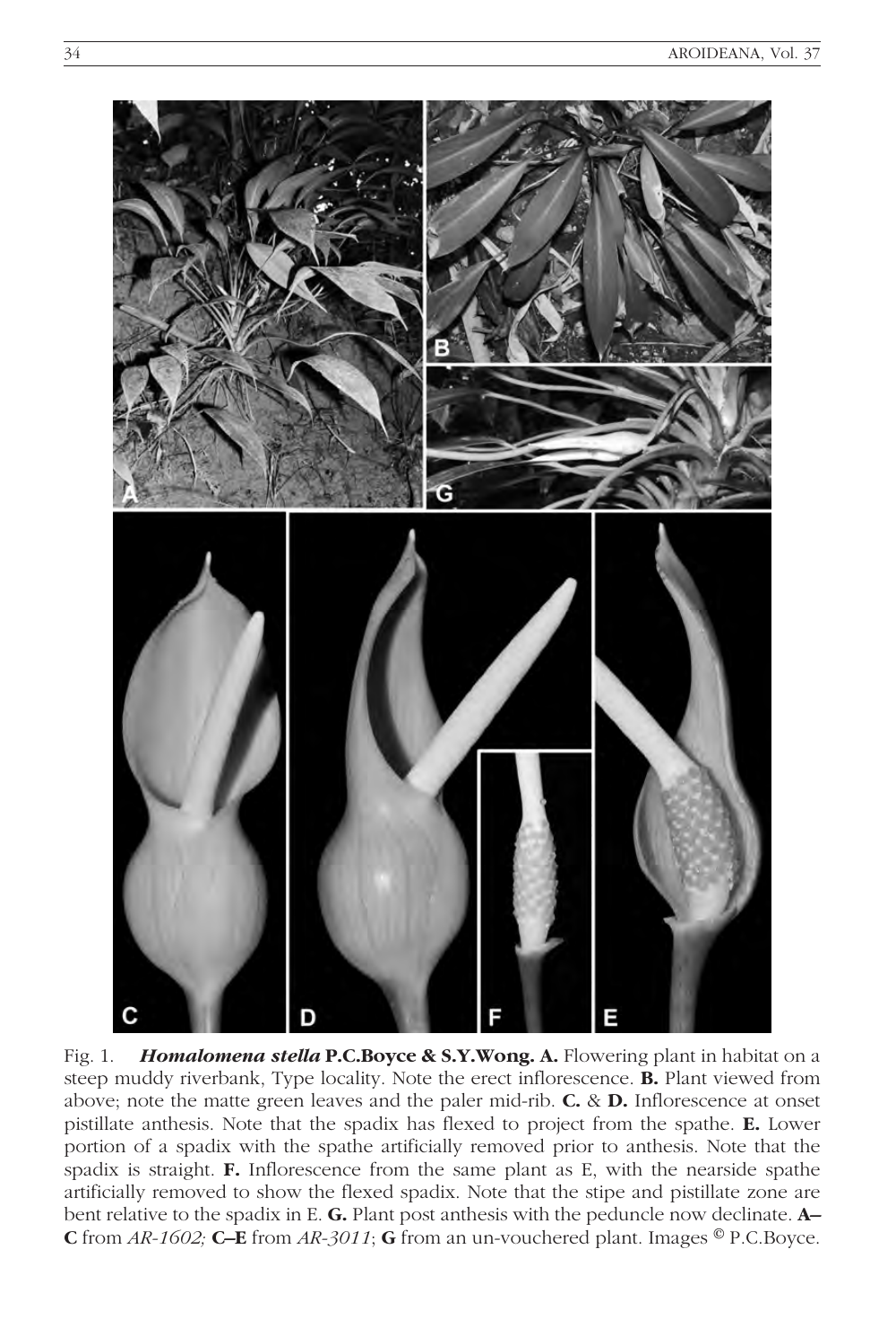Fig. 1. ***Homalomena stella* P.C.Boyce & S.Y.Wong. A.** Flowering plant in habitat on a steep muddy riverbank, Type locality. Note the erect inflorescence. **B.** Plant viewed from above; note the matte green leaves and the paler mid-rib. **C.** & **D.** Inflorescence at onset pistillate anthesis. Note that the spadix has flexed to project from the spathe. **E.** Lower portion of a spadix with the spathe artificially removed prior to anthesis. Note that the spadix is straight. **F.** Inflorescence from the same plant as E, with the nearside spathe artificially removed to show the flexed spadix. Note that the stipe and pistillate zone are bent relative to the spadix in E. **G.** Plant post anthesis with the peduncle now declinate. **A–C** from *AR-1602;* **C–E** from *AR-3011*; **G** from an un-vouchered plant. Images © P.C.Boyce.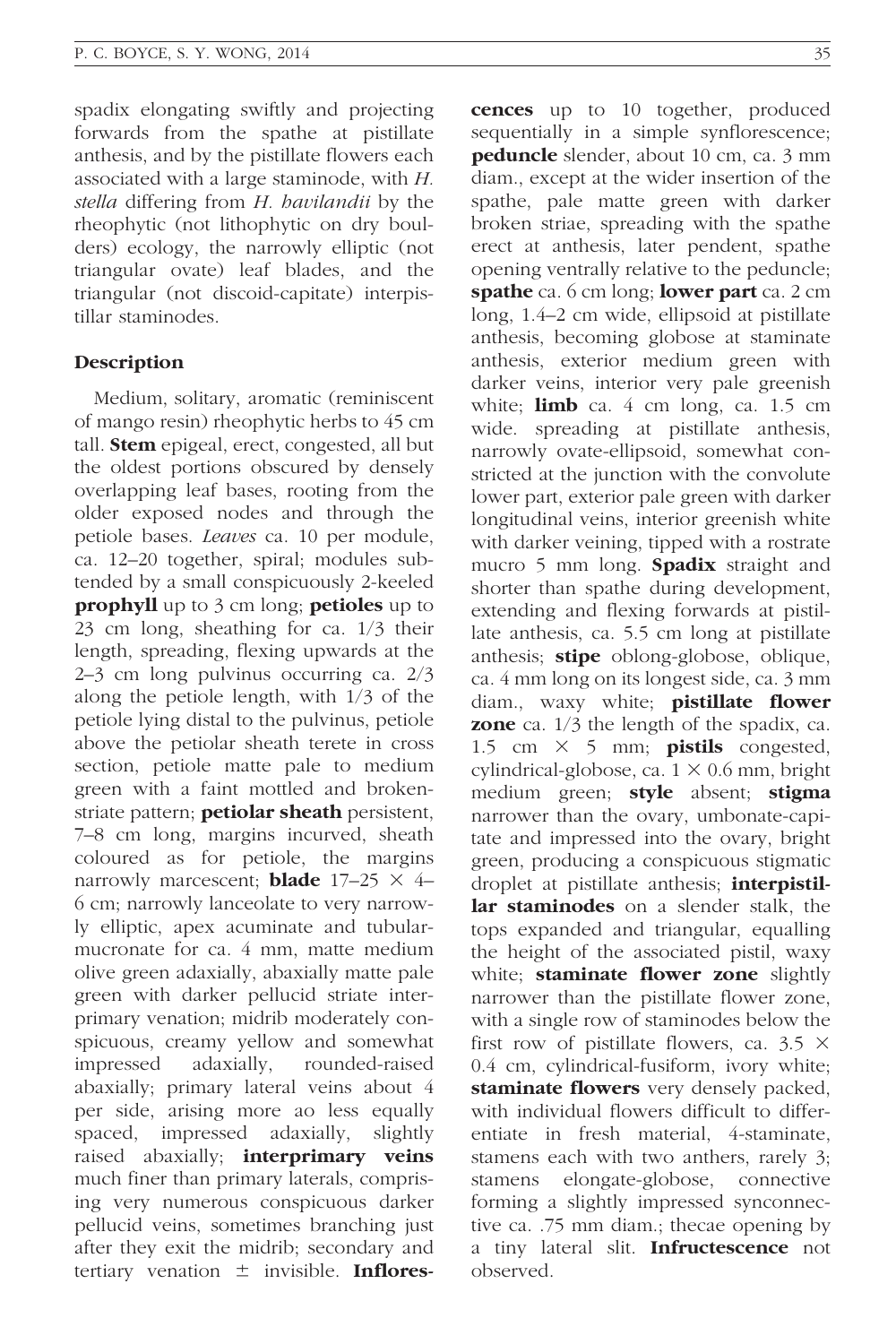spadix elongating swiftly and projecting forwards from the spathe at pistillate anthesis, and by the pistillate flowers each associated with a large staminode, with *H. stella* differing from *H. havilandii* by the rheophytic (not lithophytic on dry boulders) ecology, the narrowly elliptic (not triangular ovate) leaf blades, and the triangular (not discoid-capitate) interpistillar staminodes.

## Description

Medium, solitary, aromatic (reminiscent of mango resin) rheophytic herbs to 45 cm tall. **Stem** epigeal, erect, congested, all but the oldest portions obscured by densely overlapping leaf bases, rooting from the older exposed nodes and through the petiole bases. *Leaves* ca. 10 per module, ca. 12–20 together, spiral; modules subtended by a small conspicuously 2-keeled **prophyll** up to 3 cm long; **petioles** up to 23 cm long, sheathing for ca. 1/3 their length, spreading, flexing upwards at the 2–3 cm long pulvinus occurring ca. 2/3 along the petiole length, with 1/3 of the petiole lying distal to the pulvinus, petiole above the petiolar sheath terete in cross section, petiole matte pale to medium green with a faint mottled and broken-striate pattern; **petiolar sheath** persistent, 7–8 cm long, margins incurved, sheath coloured as for petiole, the margins narrowly marcescent; **blade** 17–25 × 4–6 cm; narrowly lanceolate to very narrowly elliptic, apex acuminate and tubular-mucronate for ca. 4 mm, matte medium olive green adaxially, abaxially matte pale green with darker pellucid striate interprimary venation; midrib moderately conspicuous, creamy yellow and somewhat impressed adaxially, rounded-raised abaxially; primary lateral veins about 4 per side, arising more ao less equally spaced, impressed adaxially, slightly raised abaxially; **interprimary veins** much finer than primary laterals, comprising very numerous conspicuous darker pellucid veins, sometimes branching just after they exit the midrib; secondary and tertiary venation ± invisible. **Inflorescences** up to 10 together, produced sequentially in a simple synflorescence; **peduncle** slender, about 10 cm, ca. 3 mm diam., except at the wider insertion of the spathe, pale matte green with darker broken striae, spreading with the spathe erect at anthesis, later pendent, spathe opening ventrally relative to the peduncle; **spathe** ca. 6 cm long; **lower part** ca. 2 cm long, 1.4–2 cm wide, ellipsoid at pistillate anthesis, becoming globose at staminate anthesis, exterior medium green with darker veins, interior very pale greenish white; **limb** ca. 4 cm long, ca. 1.5 cm wide. spreading at pistillate anthesis, narrowly ovate-ellipsoid, somewhat constricted at the junction with the convolute lower part, exterior pale green with darker longitudinal veins, interior greenish white with darker veining, tipped with a rostrate mucro 5 mm long. **Spadix** straight and shorter than spathe during development, extending and flexing forwards at pistillate anthesis, ca. 5.5 cm long at pistillate anthesis; **stipe** oblong-globose, oblique, ca. 4 mm long on its longest side, ca. 3 mm diam., waxy white; **pistillate flower zone** ca. 1/3 the length of the spadix, ca. 1.5 cm × 5 mm; **pistils** congested, cylindrical-globose, ca. 1 × 0.6 mm, bright medium green; **style** absent; **stigma** narrower than the ovary, umbonate-capitate and impressed into the ovary, bright green, producing a conspicuous stigmatic droplet at pistillate anthesis; **interpistillar staminodes** on a slender stalk, the tops expanded and triangular, equalling the height of the associated pistil, waxy white; **staminate flower zone** slightly narrower than the pistillate flower zone, with a single row of staminodes below the first row of pistillate flowers, ca. 3.5 × 0.4 cm, cylindrical-fusiform, ivory white; **staminate flowers** very densely packed, with individual flowers difficult to differentiate in fresh material, 4-staminate, stamens each with two anthers, rarely 3; stamens elongate-globose, connective forming a slightly impressed synconnective ca. .75 mm diam.; thecae opening by a tiny lateral slit. **Infructescence** not observed.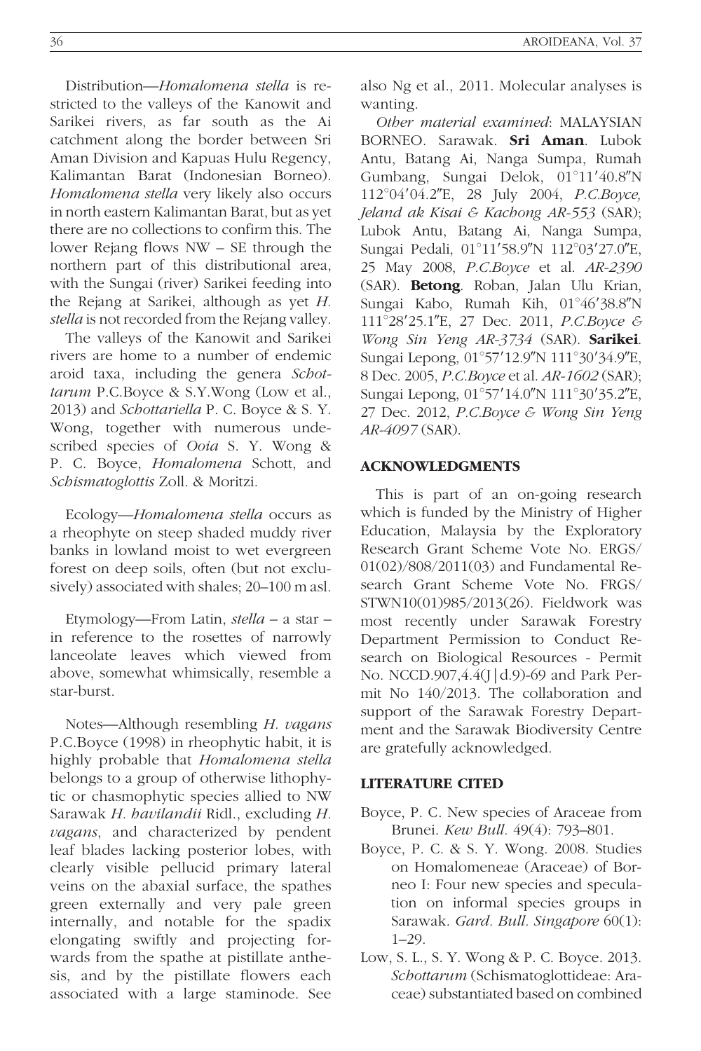Distribution—*Homalomena stella* is restricted to the valleys of the Kanowit and Sarikei rivers, as far south as the Ai catchment along the border between Sri Aman Division and Kapuas Hulu Regency, Kalimantan Barat (Indonesian Borneo). *Homalomena stella* very likely also occurs in north eastern Kalimantan Barat, but as yet there are no collections to confirm this. The lower Rejang flows NW – SE through the northern part of this distributional area, with the Sungai (river) Sarikei feeding into the Rejang at Sarikei, although as yet *H. stella* is not recorded from the Rejang valley.

The valleys of the Kanowit and Sarikei rivers are home to a number of endemic aroid taxa, including the genera *Schottarum* P.C.Boyce & S.Y.Wong (Low et al., 2013) and *Schottariella* P. C. Boyce & S. Y. Wong, together with numerous undescribed species of *Ooia* S. Y. Wong & P. C. Boyce, *Homalomena* Schott, and *Schismatoglottis* Zoll. & Moritzi.

Ecology—*Homalomena stella* occurs as a rheophyte on steep shaded muddy river banks in lowland moist to wet evergreen forest on deep soils, often (but not exclusively) associated with shales; 20–100 m asl.

Etymology—From Latin, *stella* – a star – in reference to the rosettes of narrowly lanceolate leaves which viewed from above, somewhat whimsically, resemble a star-burst.

Notes—Although resembling *H. vagans* P.C.Boyce (1998) in rheophytic habit, it is highly probable that *Homalomena stella* belongs to a group of otherwise lithophytic or chasmophytic species allied to NW Sarawak *H. havilandii* Ridl., excluding *H. vagans*, and characterized by pendent leaf blades lacking posterior lobes, with clearly visible pellucid primary lateral veins on the abaxial surface, the spathes green externally and very pale green internally, and notable for the spadix elongating swiftly and projecting forwards from the spathe at pistillate anthesis, and by the pistillate flowers each associated with a large staminode. See also Ng et al., 2011. Molecular analyses is wanting.

*Other material examined*: MALAYSIAN BORNEO. Sarawak. **Sri Aman**. Lubok Antu, Batang Ai, Nanga Sumpa, Rumah Gumbang, Sungai Delok, 01°11′40.8″N 112°04′04.2″E, 28 July 2004, *P.C.Boyce, Jeland ak Kisai & Kachong AR-553* (SAR); Lubok Antu, Batang Ai, Nanga Sumpa, Sungai Pedali, 01°11′58.9″N 112°03′27.0″E, 25 May 2008, *P.C.Boyce* et al. *AR-2390* (SAR). **Betong**. Roban, Jalan Ulu Krian, Sungai Kabo, Rumah Kih, 01°46′38.8″N 111°28′25.1″E, 27 Dec. 2011, *P.C.Boyce & Wong Sin Yeng AR-3734* (SAR). **Sarikei**. Sungai Lepong, 01°57′12.9″N 111°30′34.9″E, 8 Dec. 2005, *P.C.Boyce* et al. *AR-1602* (SAR); Sungai Lepong, 01°57′14.0″N 111°30′35.2″E, 27 Dec. 2012, *P.C.Boyce & Wong Sin Yeng AR-4097* (SAR).

## ACKNOWLEDGMENTS

This is part of an on-going research which is funded by the Ministry of Higher Education, Malaysia by the Exploratory Research Grant Scheme Vote No. ERGS/01(02)/808/2011(03) and Fundamental Research Grant Scheme Vote No. FRGS/STWN10(01)985/2013(26). Fieldwork was most recently under Sarawak Forestry Department Permission to Conduct Research on Biological Resources - Permit No. NCCD.907,4.4(J|d.9)-69 and Park Permit No 140/2013. The collaboration and support of the Sarawak Forestry Department and the Sarawak Biodiversity Centre are gratefully acknowledged.

## LITERATURE CITED

Boyce, P. C. New species of Araceae from Brunei. *Kew Bull.* 49(4): 793–801.

Boyce, P. C. & S. Y. Wong. 2008. Studies on Homalomeneae (Araceae) of Borneo I: Four new species and speculation on informal species groups in Sarawak. *Gard. Bull. Singapore* 60(1): 1–29.

Low, S. L., S. Y. Wong & P. C. Boyce. 2013. *Schottarum* (Schismatoglottideae: Araceae) substantiated based on combined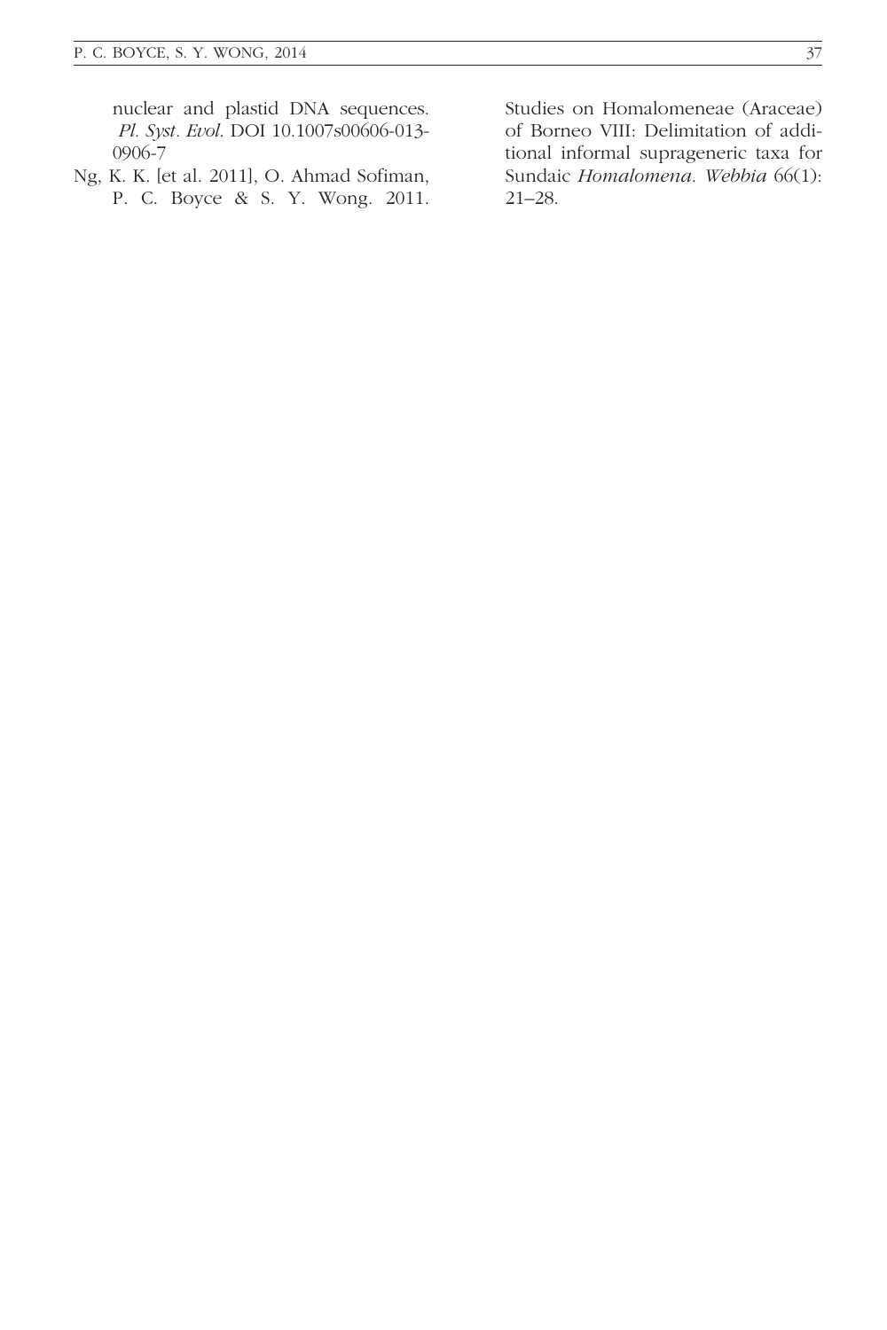nuclear and plastid DNA sequences. *Pl. Syst. Evol.* DOI 10.1007s00606-013-0906-7

Ng, K. K. [et al. 2011], O. Ahmad Sofiman, P. C. Boyce & S. Y. Wong. 2011. Studies on Homalomeneae (Araceae) of Borneo VIII: Delimitation of additional informal suprageneric taxa for Sundaic *Homalomena*. *Webbia* 66(1): 21–28.